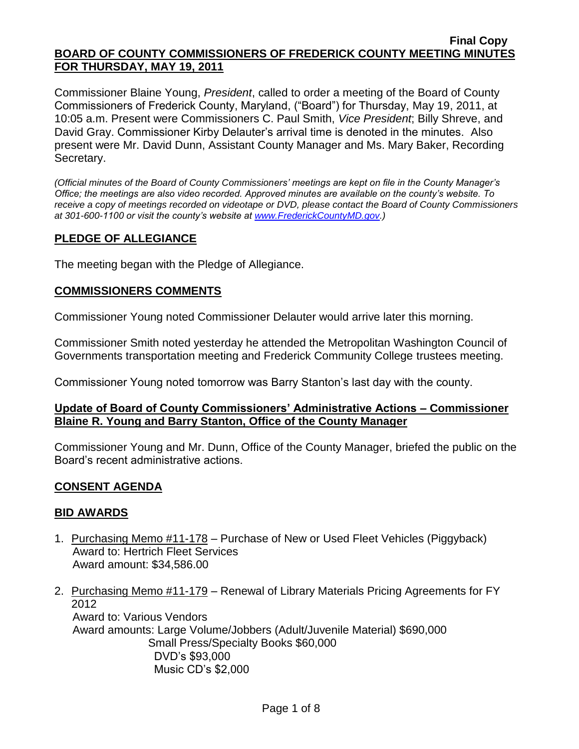**Final Copy**

**BOARD OF COUNTY COMMISSIONERS OF FREDERICK COUNTY MEETING MINUTES FOR THURSDAY, MAY 19, 2011**

Commissioner Blaine Young, *President*, called to order a meeting of the Board of County Commissioners of Frederick County, Maryland, ("Board") for Thursday, May 19, 2011, at 10:05 a.m. Present were Commissioners C. Paul Smith, *Vice President*; Billy Shreve, and David Gray. Commissioner Kirby Delauter's arrival time is denoted in the minutes. Also present were Mr. David Dunn, Assistant County Manager and Ms. Mary Baker, Recording Secretary.

*(Official minutes of the Board of County Commissioners' meetings are kept on file in the County Manager's Office; the meetings are also video recorded. Approved minutes are available on the county's website. To receive a copy of meetings recorded on videotape or DVD, please contact the Board of County Commissioners at 301-600-1100 or visit the county's website at www.FrederickCountyMD.gov.)*

## PLEDGE OF ALLEGIANCE

The meeting began with the Pledge of Allegiance.

## COMMISSIONERS COMMENTS

Commissioner Young noted Commissioner Delauter would arrive later this morning.

Commissioner Smith noted yesterday he attended the Metropolitan Washington Council of Governments transportation meeting and Frederick Community College trustees meeting.

Commissioner Young noted tomorrow was Barry Stanton's last day with the county.

## Update of Board of County Commissioners' Administrative Actions – Commissioner Blaine R. Young and Barry Stanton, Office of the County Manager

Commissioner Young and Mr. Dunn, Office of the County Manager, briefed the public on the Board's recent administrative actions.

## CONSENT AGENDA

## BID AWARDS

1. Purchasing Memo #11-178 – Purchase of New or Used Fleet Vehicles (Piggyback)
   Award to: Hertrich Fleet Services
   Award amount: $34,586.00

2. Purchasing Memo #11-179 – Renewal of Library Materials Pricing Agreements for FY 2012
   Award to: Various Vendors
   Award amounts: Large Volume/Jobbers (Adult/Juvenile Material) $690,000
   Small Press/Specialty Books $60,000
   DVD's $93,000
   Music CD's $2,000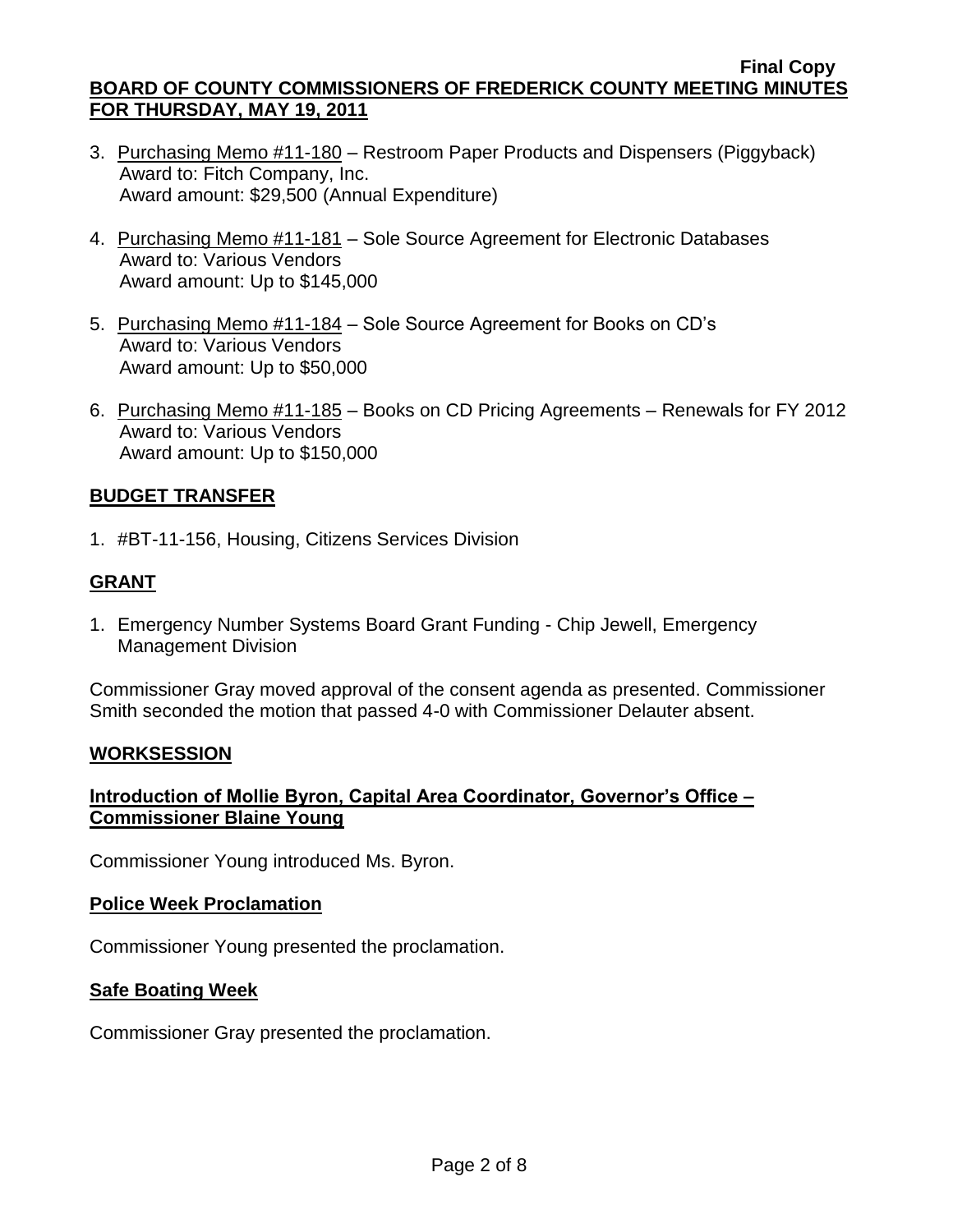3. Purchasing Memo #11-180 – Restroom Paper Products and Dispensers (Piggyback)
   Award to: Fitch Company, Inc.
   Award amount: $29,500 (Annual Expenditure)

4. Purchasing Memo #11-181 – Sole Source Agreement for Electronic Databases
   Award to: Various Vendors
   Award amount: Up to $145,000

5. Purchasing Memo #11-184 – Sole Source Agreement for Books on CD's
   Award to: Various Vendors
   Award amount: Up to $50,000

6. Purchasing Memo #11-185 – Books on CD Pricing Agreements – Renewals for FY 2012
   Award to: Various Vendors
   Award amount: Up to $150,000

## BUDGET TRANSFER

1. #BT-11-156, Housing, Citizens Services Division

## GRANT

1. Emergency Number Systems Board Grant Funding - Chip Jewell, Emergency Management Division

Commissioner Gray moved approval of the consent agenda as presented. Commissioner Smith seconded the motion that passed 4-0 with Commissioner Delauter absent.

## WORKSESSION

### Introduction of Mollie Byron, Capital Area Coordinator, Governor's Office – Commissioner Blaine Young

Commissioner Young introduced Ms. Byron.

### Police Week Proclamation

Commissioner Young presented the proclamation.

### Safe Boating Week

Commissioner Gray presented the proclamation.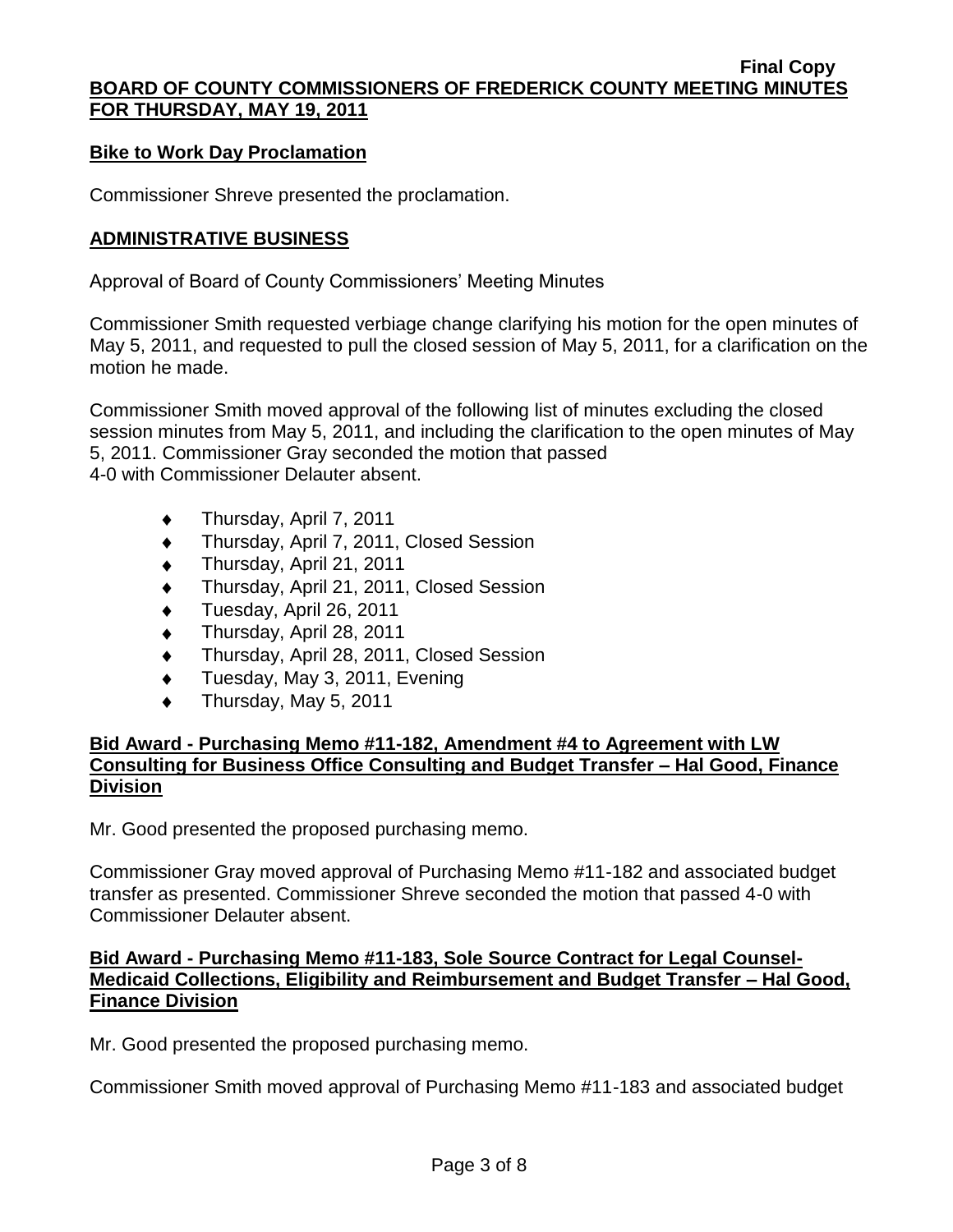**Bike to Work Day Proclamation**

Commissioner Shreve presented the proclamation.

**ADMINISTRATIVE BUSINESS**

Approval of Board of County Commissioners' Meeting Minutes

Commissioner Smith requested verbiage change clarifying his motion for the open minutes of May 5, 2011, and requested to pull the closed session of May 5, 2011, for a clarification on the motion he made.

Commissioner Smith moved approval of the following list of minutes excluding the closed session minutes from May 5, 2011, and including the clarification to the open minutes of May 5, 2011. Commissioner Gray seconded the motion that passed 4-0 with Commissioner Delauter absent.

- Thursday, April 7, 2011
- Thursday, April 7, 2011, Closed Session
- Thursday, April 21, 2011
- Thursday, April 21, 2011, Closed Session
- Tuesday, April 26, 2011
- Thursday, April 28, 2011
- Thursday, April 28, 2011, Closed Session
- Tuesday, May 3, 2011, Evening
- Thursday, May 5, 2011

**Bid Award - Purchasing Memo #11-182, Amendment #4 to Agreement with LW Consulting for Business Office Consulting and Budget Transfer – Hal Good, Finance Division**

Mr. Good presented the proposed purchasing memo.

Commissioner Gray moved approval of Purchasing Memo #11-182 and associated budget transfer as presented. Commissioner Shreve seconded the motion that passed 4-0 with Commissioner Delauter absent.

**Bid Award - Purchasing Memo #11-183, Sole Source Contract for Legal Counsel-Medicaid Collections, Eligibility and Reimbursement and Budget Transfer – Hal Good, Finance Division**

Mr. Good presented the proposed purchasing memo.

Commissioner Smith moved approval of Purchasing Memo #11-183 and associated budget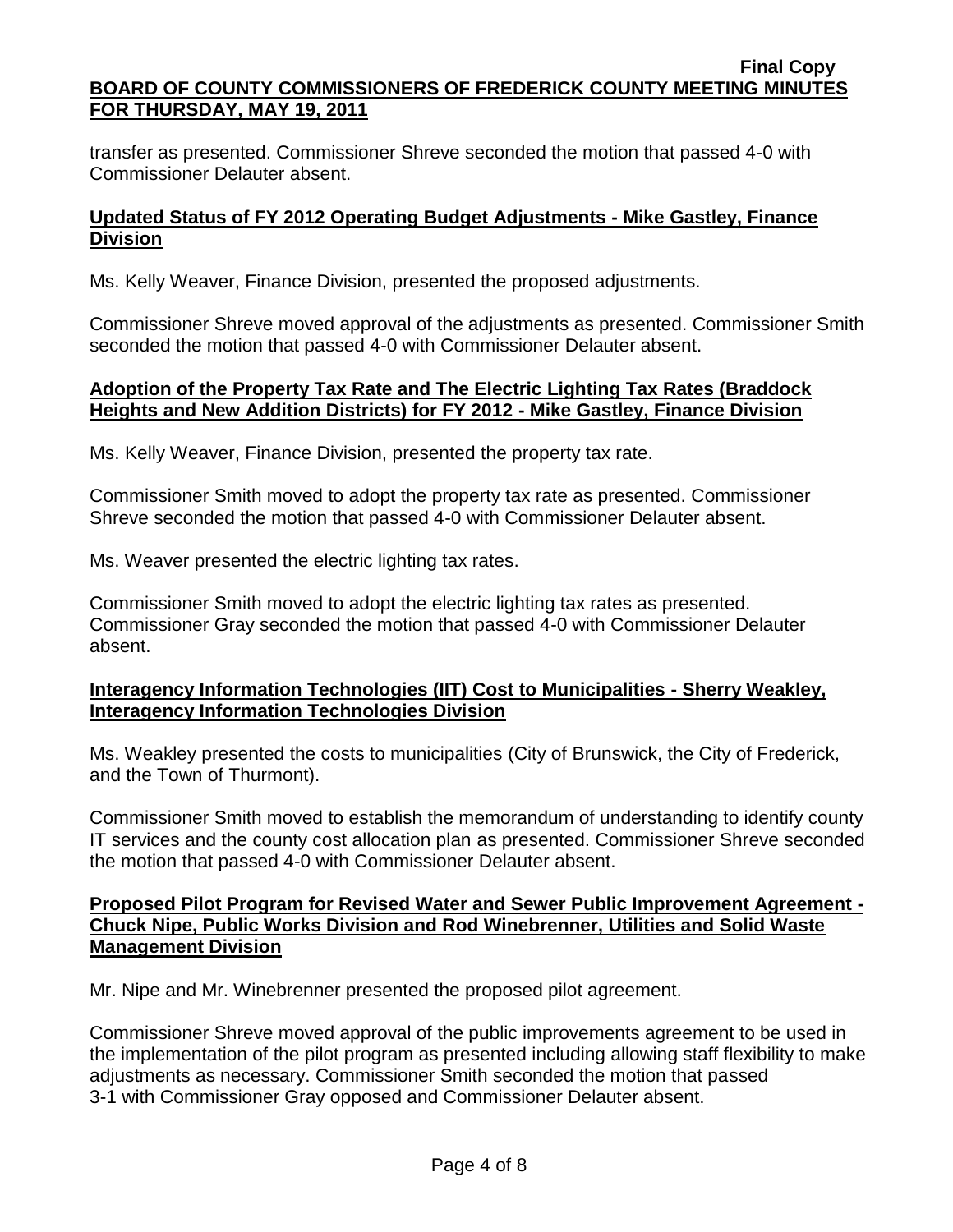transfer as presented. Commissioner Shreve seconded the motion that passed 4-0 with Commissioner Delauter absent.

**Updated Status of FY 2012 Operating Budget Adjustments - Mike Gastley, Finance Division**

Ms. Kelly Weaver, Finance Division, presented the proposed adjustments.

Commissioner Shreve moved approval of the adjustments as presented. Commissioner Smith seconded the motion that passed 4-0 with Commissioner Delauter absent.

**Adoption of the Property Tax Rate and The Electric Lighting Tax Rates (Braddock Heights and New Addition Districts) for FY 2012 - Mike Gastley, Finance Division**

Ms. Kelly Weaver, Finance Division, presented the property tax rate.

Commissioner Smith moved to adopt the property tax rate as presented. Commissioner Shreve seconded the motion that passed 4-0 with Commissioner Delauter absent.

Ms. Weaver presented the electric lighting tax rates.

Commissioner Smith moved to adopt the electric lighting tax rates as presented. Commissioner Gray seconded the motion that passed 4-0 with Commissioner Delauter absent.

**Interagency Information Technologies (IIT) Cost to Municipalities - Sherry Weakley, Interagency Information Technologies Division**

Ms. Weakley presented the costs to municipalities (City of Brunswick, the City of Frederick, and the Town of Thurmont).

Commissioner Smith moved to establish the memorandum of understanding to identify county IT services and the county cost allocation plan as presented. Commissioner Shreve seconded the motion that passed 4-0 with Commissioner Delauter absent.

**Proposed Pilot Program for Revised Water and Sewer Public Improvement Agreement - Chuck Nipe, Public Works Division and Rod Winebrenner, Utilities and Solid Waste Management Division**

Mr. Nipe and Mr. Winebrenner presented the proposed pilot agreement.

Commissioner Shreve moved approval of the public improvements agreement to be used in the implementation of the pilot program as presented including allowing staff flexibility to make adjustments as necessary. Commissioner Smith seconded the motion that passed 3-1 with Commissioner Gray opposed and Commissioner Delauter absent.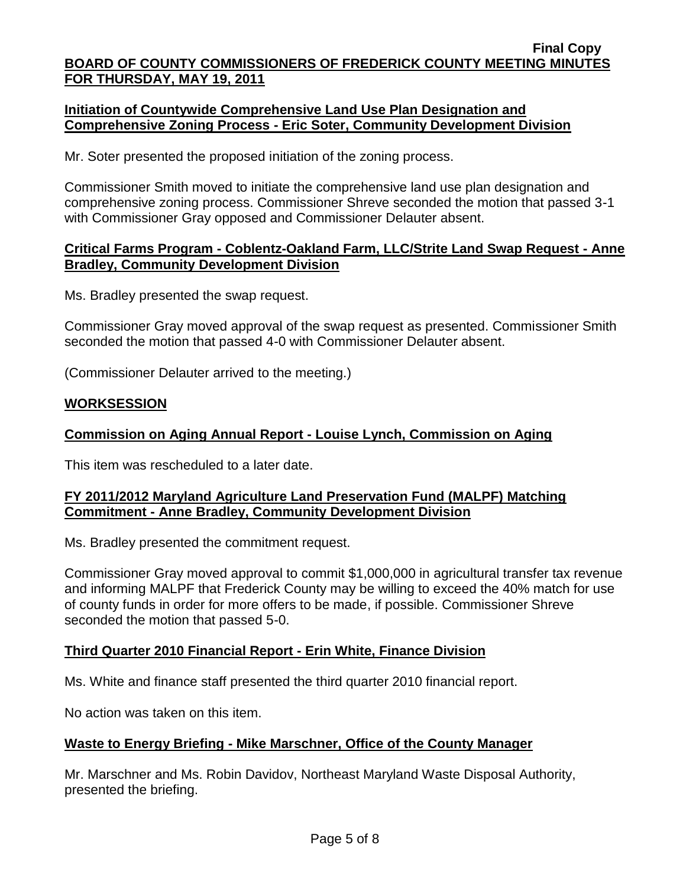**Initiation of Countywide Comprehensive Land Use Plan Designation and Comprehensive Zoning Process - Eric Soter, Community Development Division**

Mr. Soter presented the proposed initiation of the zoning process.

Commissioner Smith moved to initiate the comprehensive land use plan designation and comprehensive zoning process. Commissioner Shreve seconded the motion that passed 3-1 with Commissioner Gray opposed and Commissioner Delauter absent.

**Critical Farms Program - Coblentz-Oakland Farm, LLC/Strite Land Swap Request - Anne Bradley, Community Development Division**

Ms. Bradley presented the swap request.

Commissioner Gray moved approval of the swap request as presented. Commissioner Smith seconded the motion that passed 4-0 with Commissioner Delauter absent.

(Commissioner Delauter arrived to the meeting.)

**WORKSESSION**

**Commission on Aging Annual Report - Louise Lynch, Commission on Aging**

This item was rescheduled to a later date.

**FY 2011/2012 Maryland Agriculture Land Preservation Fund (MALPF) Matching Commitment - Anne Bradley, Community Development Division**

Ms. Bradley presented the commitment request.

Commissioner Gray moved approval to commit $1,000,000 in agricultural transfer tax revenue and informing MALPF that Frederick County may be willing to exceed the 40% match for use of county funds in order for more offers to be made, if possible. Commissioner Shreve seconded the motion that passed 5-0.

**Third Quarter 2010 Financial Report - Erin White, Finance Division**

Ms. White and finance staff presented the third quarter 2010 financial report.

No action was taken on this item.

**Waste to Energy Briefing - Mike Marschner, Office of the County Manager**

Mr. Marschner and Ms. Robin Davidov, Northeast Maryland Waste Disposal Authority, presented the briefing.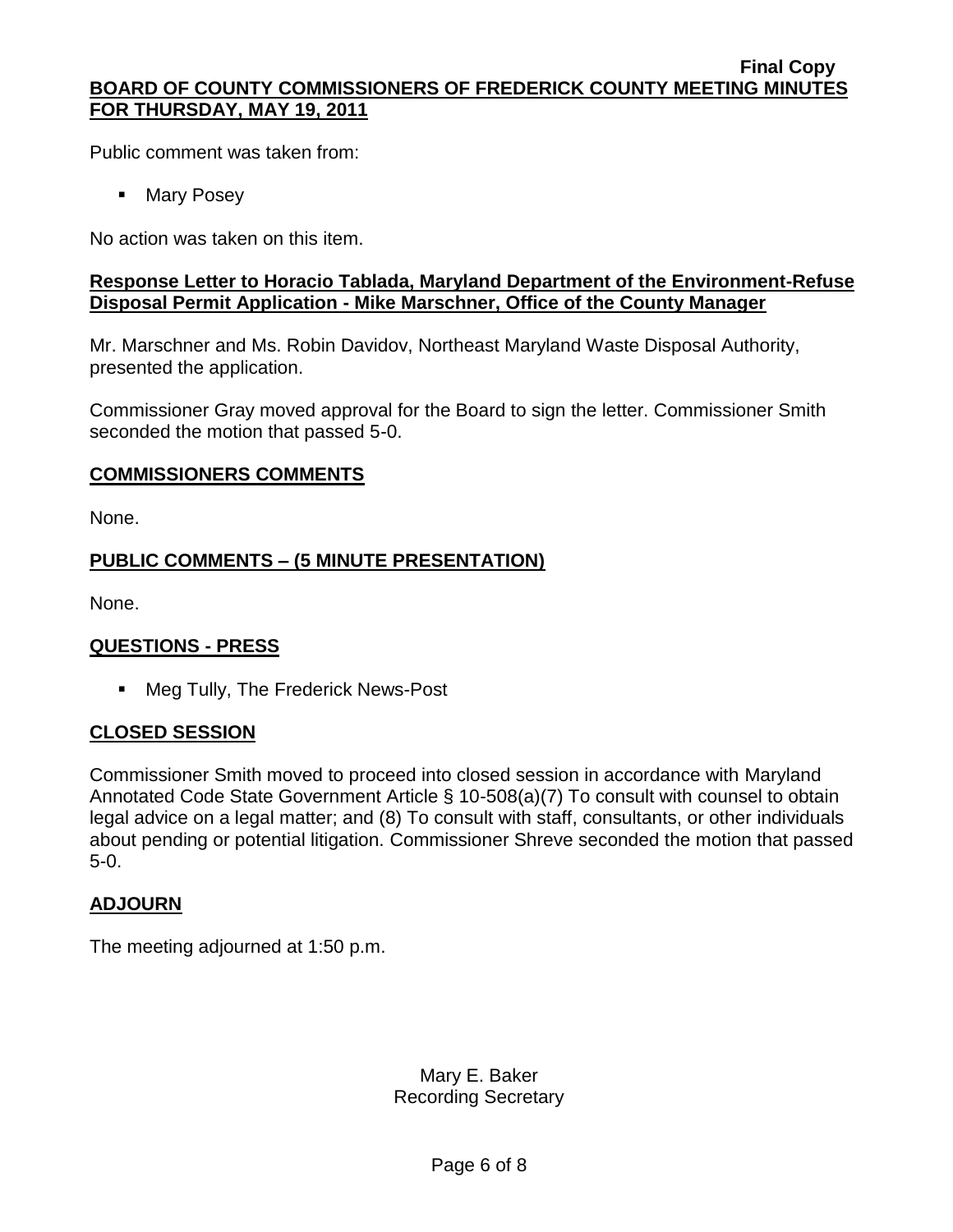Public comment was taken from:

- Mary Posey

No action was taken on this item.

**Response Letter to Horacio Tablada, Maryland Department of the Environment-Refuse Disposal Permit Application - Mike Marschner, Office of the County Manager**

Mr. Marschner and Ms. Robin Davidov, Northeast Maryland Waste Disposal Authority, presented the application.

Commissioner Gray moved approval for the Board to sign the letter. Commissioner Smith seconded the motion that passed 5-0.

## COMMISSIONERS COMMENTS

None.

## PUBLIC COMMENTS – (5 MINUTE PRESENTATION)

None.

## QUESTIONS - PRESS

- Meg Tully, The Frederick News-Post

## CLOSED SESSION

Commissioner Smith moved to proceed into closed session in accordance with Maryland Annotated Code State Government Article § 10-508(a)(7) To consult with counsel to obtain legal advice on a legal matter; and (8) To consult with staff, consultants, or other individuals about pending or potential litigation. Commissioner Shreve seconded the motion that passed 5-0.

## ADJOURN

The meeting adjourned at 1:50 p.m.

Mary E. Baker
Recording Secretary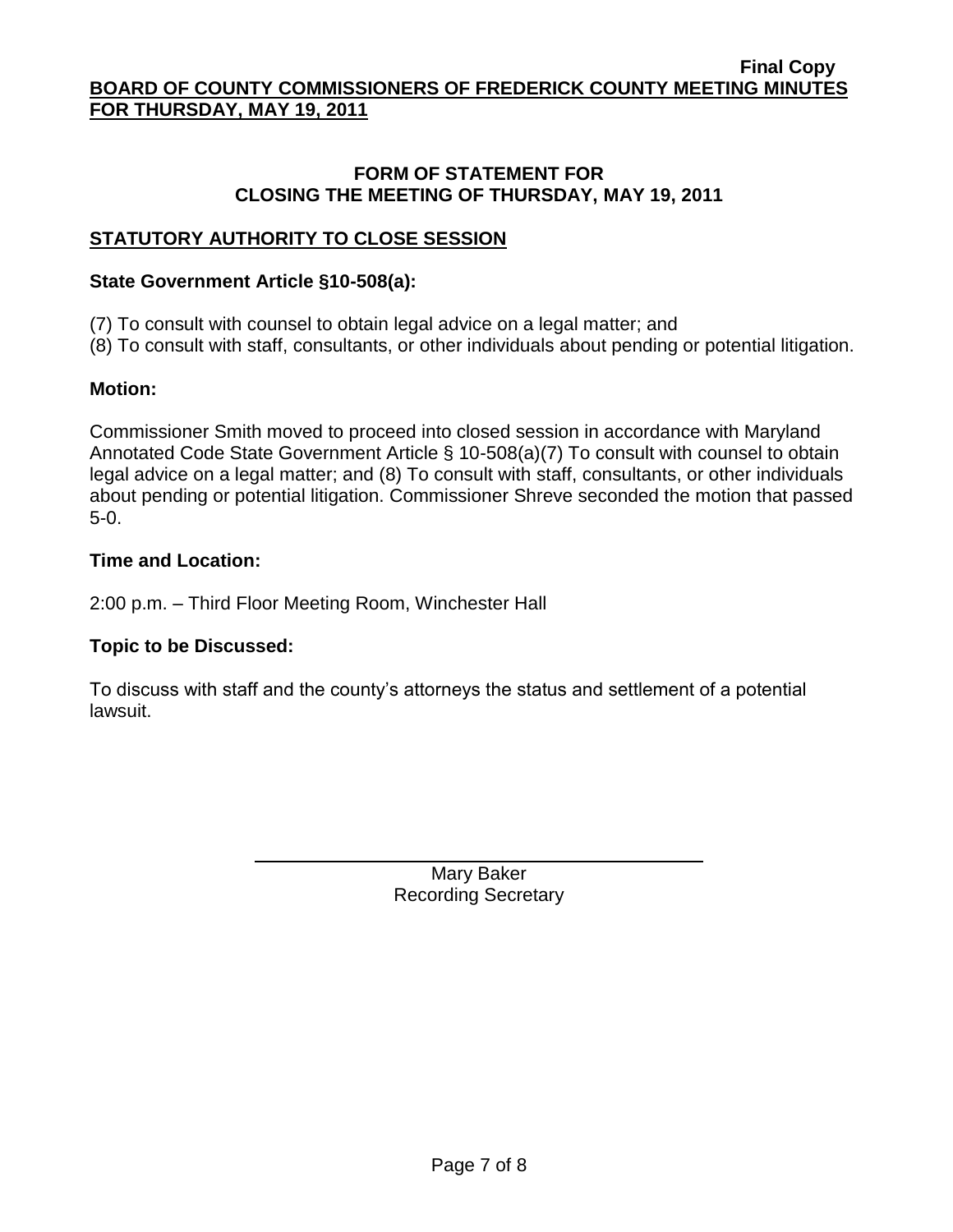## FORM OF STATEMENT FOR CLOSING THE MEETING OF THURSDAY, MAY 19, 2011

### STATUTORY AUTHORITY TO CLOSE SESSION

**State Government Article §10-508(a):**

(7) To consult with counsel to obtain legal advice on a legal matter; and
(8) To consult with staff, consultants, or other individuals about pending or potential litigation.

**Motion:**

Commissioner Smith moved to proceed into closed session in accordance with Maryland Annotated Code State Government Article § 10-508(a)(7) To consult with counsel to obtain legal advice on a legal matter; and (8) To consult with staff, consultants, or other individuals about pending or potential litigation. Commissioner Shreve seconded the motion that passed 5-0.

**Time and Location:**

2:00 p.m. – Third Floor Meeting Room, Winchester Hall

**Topic to be Discussed:**

To discuss with staff and the county's attorneys the status and settlement of a potential lawsuit.

Mary Baker
Recording Secretary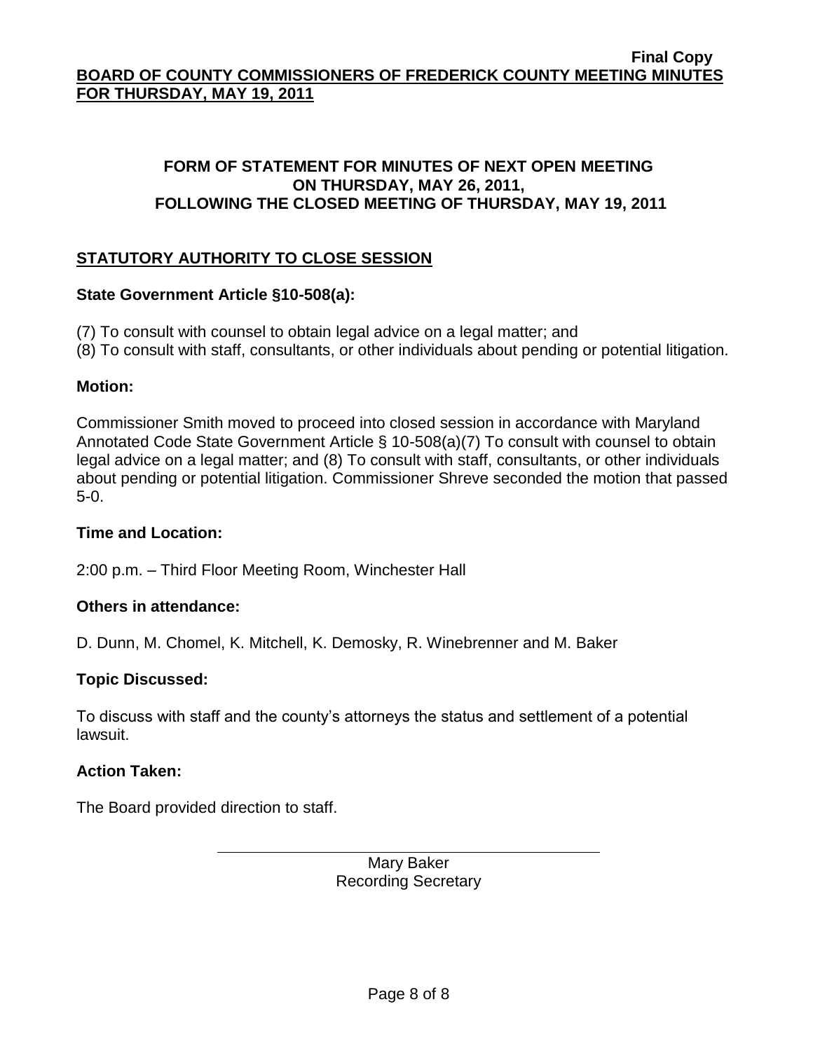## FORM OF STATEMENT FOR MINUTES OF NEXT OPEN MEETING ON THURSDAY, MAY 26, 2011, FOLLOWING THE CLOSED MEETING OF THURSDAY, MAY 19, 2011

### STATUTORY AUTHORITY TO CLOSE SESSION

**State Government Article §10-508(a):**

(7) To consult with counsel to obtain legal advice on a legal matter; and
(8) To consult with staff, consultants, or other individuals about pending or potential litigation.

**Motion:**

Commissioner Smith moved to proceed into closed session in accordance with Maryland Annotated Code State Government Article § 10-508(a)(7) To consult with counsel to obtain legal advice on a legal matter; and (8) To consult with staff, consultants, or other individuals about pending or potential litigation. Commissioner Shreve seconded the motion that passed 5-0.

**Time and Location:**

2:00 p.m. – Third Floor Meeting Room, Winchester Hall

**Others in attendance:**

D. Dunn, M. Chomel, K. Mitchell, K. Demosky, R. Winebrenner and M. Baker

**Topic Discussed:**

To discuss with staff and the county's attorneys the status and settlement of a potential lawsuit.

**Action Taken:**

The Board provided direction to staff.

Mary Baker
Recording Secretary